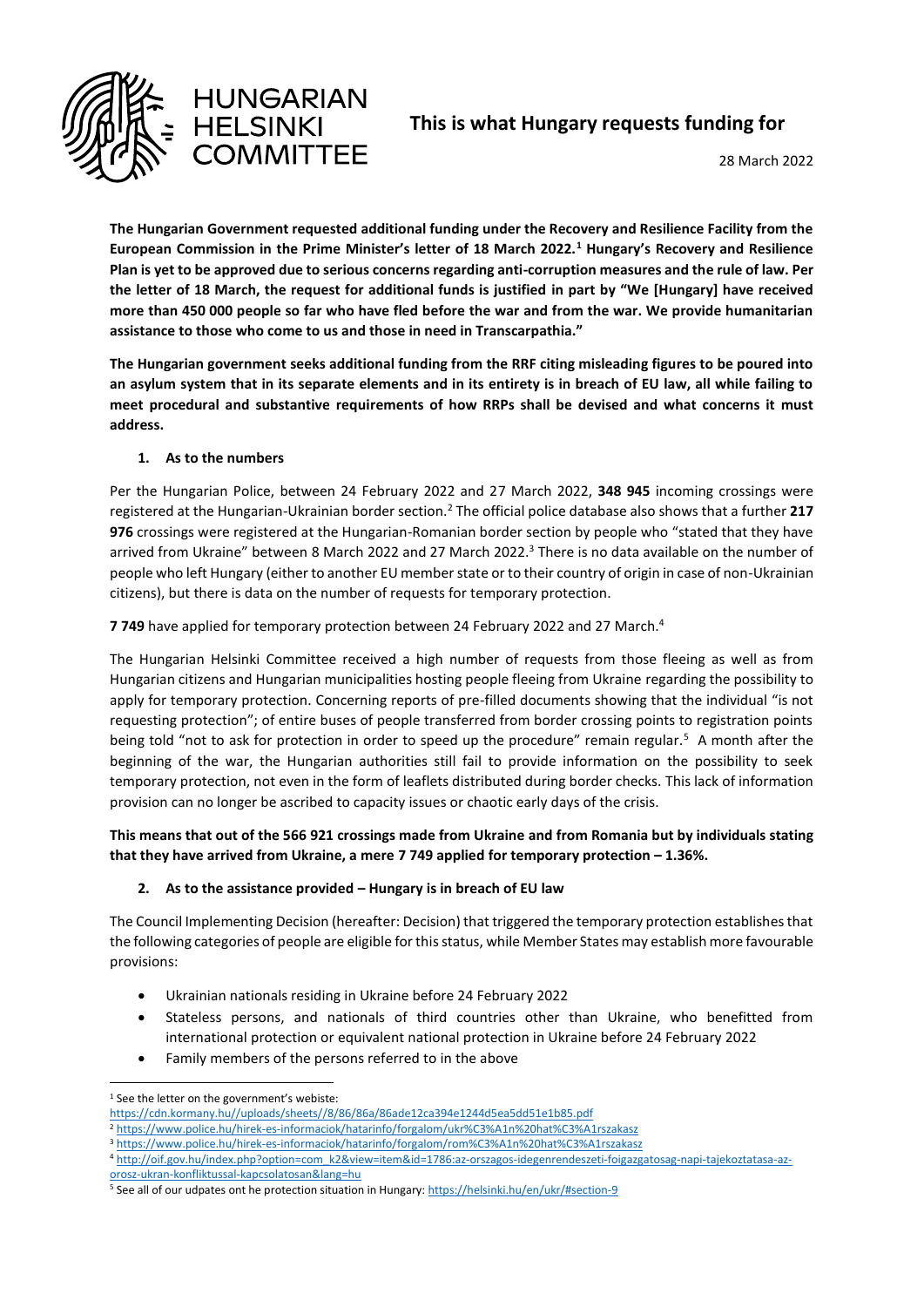HUNGARIAN HELSINKI COMMITTEE

# This is what Hungary requests funding for

28 March 2022

**The Hungarian Government requested additional funding under the Recovery and Resilience Facility from the European Commission in the Prime Minister's letter of 18 March 2022.[1] Hungary's Recovery and Resilience Plan is yet to be approved due to serious concerns regarding anti-corruption measures and the rule of law. Per the letter of 18 March, the request for additional funds is justified in part by "We [Hungary] have received more than 450 000 people so far who have fled before the war and from the war. We provide humanitarian assistance to those who come to us and those in need in Transcarpathia."**

**The Hungarian government seeks additional funding from the RRF citing misleading figures to be poured into an asylum system that in its separate elements and in its entirety is in breach of EU law, all while failing to meet procedural and substantive requirements of how RRPs shall be devised and what concerns it must address.**

## 1. As to the numbers

Per the Hungarian Police, between 24 February 2022 and 27 March 2022, **348 945** incoming crossings were registered at the Hungarian-Ukrainian border section.[2] The official police database also shows that a further **217 976** crossings were registered at the Hungarian-Romanian border section by people who "stated that they have arrived from Ukraine" between 8 March 2022 and 27 March 2022.[3] There is no data available on the number of people who left Hungary (either to another EU member state or to their country of origin in case of non-Ukrainian citizens), but there is data on the number of requests for temporary protection.

**7 749** have applied for temporary protection between 24 February 2022 and 27 March.[4]

The Hungarian Helsinki Committee received a high number of requests from those fleeing as well as from Hungarian citizens and Hungarian municipalities hosting people fleeing from Ukraine regarding the possibility to apply for temporary protection. Concerning reports of pre-filled documents showing that the individual "is not requesting protection"; of entire buses of people transferred from border crossing points to registration points being told "not to ask for protection in order to speed up the procedure" remain regular.[5] A month after the beginning of the war, the Hungarian authorities still fail to provide information on the possibility to seek temporary protection, not even in the form of leaflets distributed during border checks. This lack of information provision can no longer be ascribed to capacity issues or chaotic early days of the crisis.

**This means that out of the 566 921 crossings made from Ukraine and from Romania but by individuals stating that they have arrived from Ukraine, a mere 7 749 applied for temporary protection – 1.36%.**

## 2. As to the assistance provided – Hungary is in breach of EU law

The Council Implementing Decision (hereafter: Decision) that triggered the temporary protection establishes that the following categories of people are eligible for this status, while Member States may establish more favourable provisions:

- Ukrainian nationals residing in Ukraine before 24 February 2022
- Stateless persons, and nationals of third countries other than Ukraine, who benefitted from international protection or equivalent national protection in Ukraine before 24 February 2022
- Family members of the persons referred to in the above

---

[1] See the letter on the government's webiste: https://cdn.kormany.hu//uploads/sheets//8/86/86a/86ade12ca394e1244d5ea5dd51e1b85.pdf

[2] https://www.police.hu/hirek-es-informaciok/hatarinfo/forgalom/ukr%C3%A1n%20hat%C3%A1rszakasz

[3] https://www.police.hu/hirek-es-informaciok/hatarinfo/forgalom/rom%C3%A1n%20hat%C3%A1rszakasz

[4] http://oif.gov.hu/index.php?option=com_k2&view=item&id=1786:az-orszagos-idegenrendeszeti-foigazgatosag-napi-tajekoztatasa-az-orosz-ukran-konfliktussal-kapcsolatosan&lang=hu

[5] See all of our udpates ont he protection situation in Hungary: https://helsinki.hu/en/ukr/#section-9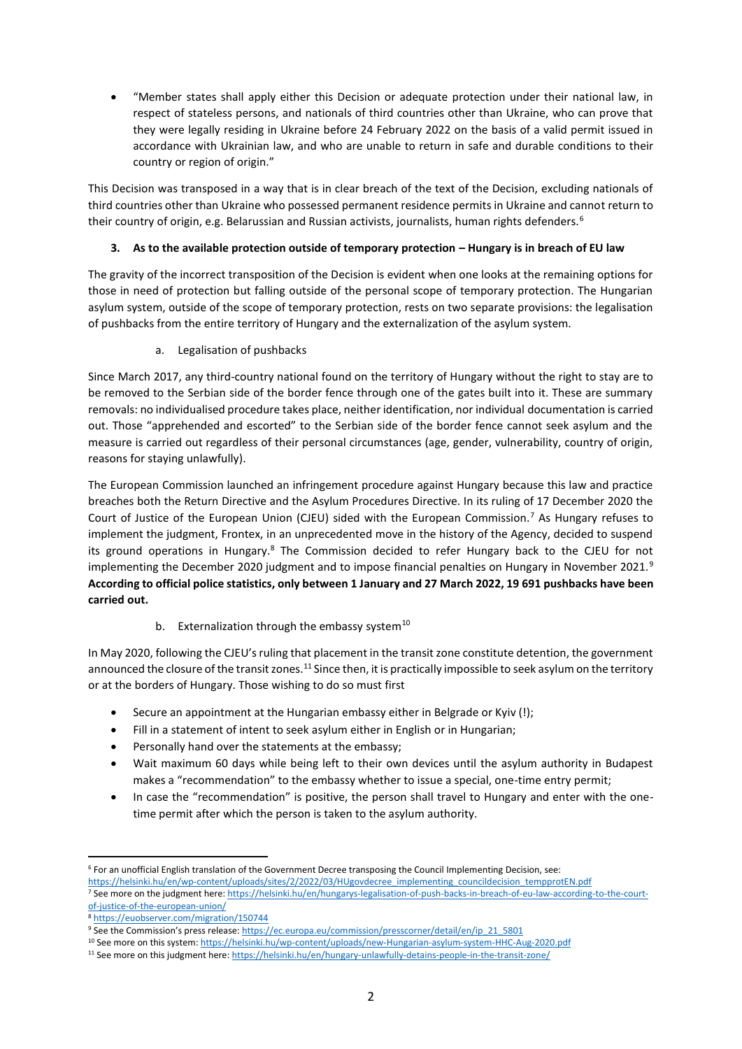- "Member states shall apply either this Decision or adequate protection under their national law, in respect of stateless persons, and nationals of third countries other than Ukraine, who can prove that they were legally residing in Ukraine before 24 February 2022 on the basis of a valid permit issued in accordance with Ukrainian law, and who are unable to return in safe and durable conditions to their country or region of origin."

This Decision was transposed in a way that is in clear breach of the text of the Decision, excluding nationals of third countries other than Ukraine who possessed permanent residence permits in Ukraine and cannot return to their country of origin, e.g. Belarussian and Russian activists, journalists, human rights defenders.[6]

### 3. As to the available protection outside of temporary protection – Hungary is in breach of EU law

The gravity of the incorrect transposition of the Decision is evident when one looks at the remaining options for those in need of protection but falling outside of the personal scope of temporary protection. The Hungarian asylum system, outside of the scope of temporary protection, rests on two separate provisions: the legalisation of pushbacks from the entire territory of Hungary and the externalization of the asylum system.

#### a. Legalisation of pushbacks

Since March 2017, any third-country national found on the territory of Hungary without the right to stay are to be removed to the Serbian side of the border fence through one of the gates built into it. These are summary removals: no individualised procedure takes place, neither identification, nor individual documentation is carried out. Those "apprehended and escorted" to the Serbian side of the border fence cannot seek asylum and the measure is carried out regardless of their personal circumstances (age, gender, vulnerability, country of origin, reasons for staying unlawfully).

The European Commission launched an infringement procedure against Hungary because this law and practice breaches both the Return Directive and the Asylum Procedures Directive. In its ruling of 17 December 2020 the Court of Justice of the European Union (CJEU) sided with the European Commission.[7] As Hungary refuses to implement the judgment, Frontex, in an unprecedented move in the history of the Agency, decided to suspend its ground operations in Hungary.[8] The Commission decided to refer Hungary back to the CJEU for not implementing the December 2020 judgment and to impose financial penalties on Hungary in November 2021.[9] **According to official police statistics, only between 1 January and 27 March 2022, 19 691 pushbacks have been carried out.**

#### b. Externalization through the embassy system[10]

In May 2020, following the CJEU's ruling that placement in the transit zone constitute detention, the government announced the closure of the transit zones.[11] Since then, it is practically impossible to seek asylum on the territory or at the borders of Hungary. Those wishing to do so must first

- Secure an appointment at the Hungarian embassy either in Belgrade or Kyiv (!);
- Fill in a statement of intent to seek asylum either in English or in Hungarian;
- Personally hand over the statements at the embassy;
- Wait maximum 60 days while being left to their own devices until the asylum authority in Budapest makes a "recommendation" to the embassy whether to issue a special, one-time entry permit;
- In case the "recommendation" is positive, the person shall travel to Hungary and enter with the one-time permit after which the person is taken to the asylum authority.

---

[6] For an unofficial English translation of the Government Decree transposing the Council Implementing Decision, see: https://helsinki.hu/en/wp-content/uploads/sites/2/2022/03/HUgovdecree_implementing_councildecision_tempprotEN.pdf

[7] See more on the judgment here: https://helsinki.hu/en/hungarys-legalisation-of-push-backs-in-breach-of-eu-law-according-to-the-court-of-justice-of-the-european-union/

[8] https://euobserver.com/migration/150744

[9] See the Commission's press release: https://ec.europa.eu/commission/presscorner/detail/en/ip_21_5801

[10] See more on this system: https://helsinki.hu/wp-content/uploads/new-Hungarian-asylum-system-HHC-Aug-2020.pdf

[11] See more on this judgment here: https://helsinki.hu/en/hungary-unlawfully-detains-people-in-the-transit-zone/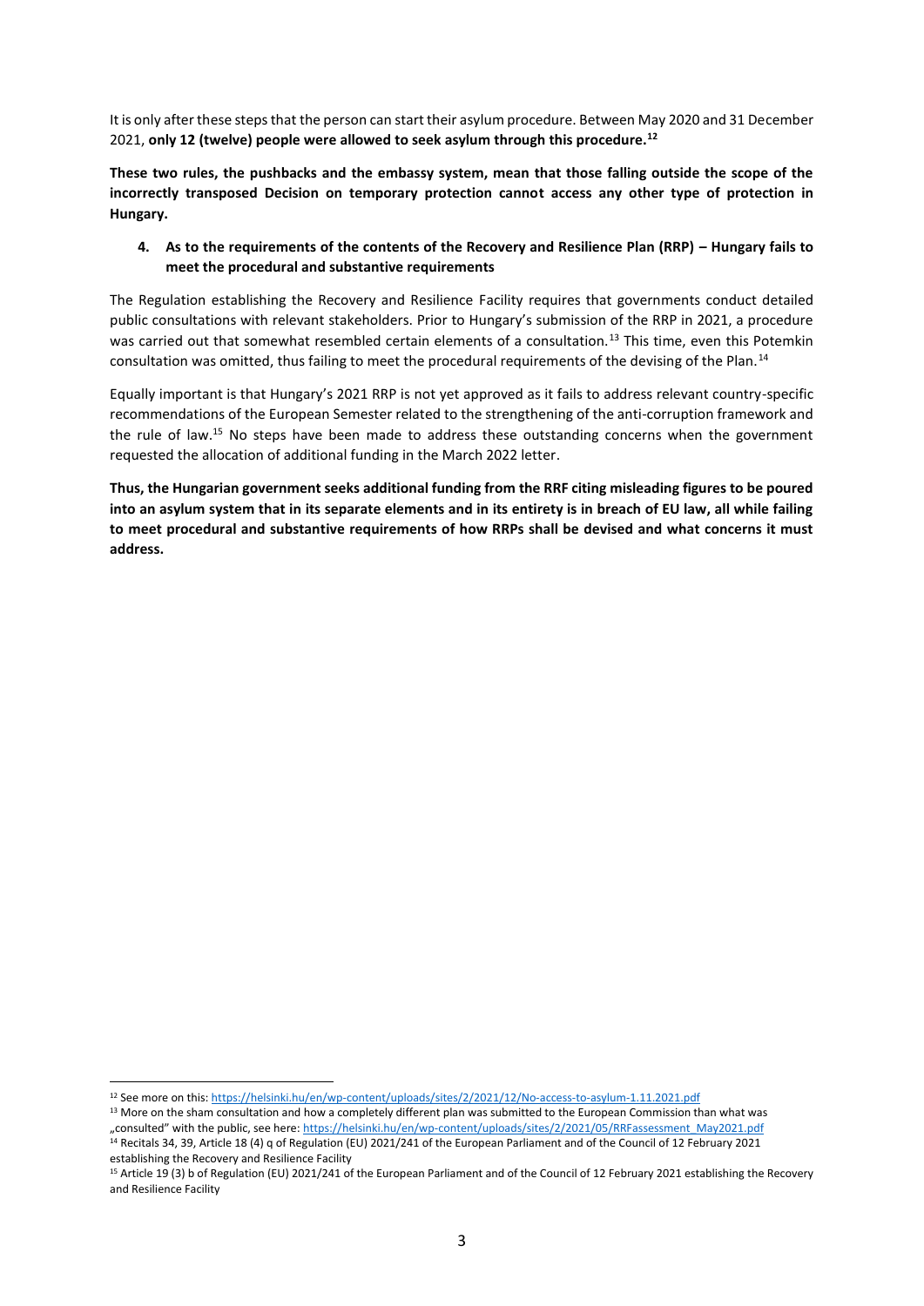It is only after these steps that the person can start their asylum procedure. Between May 2020 and 31 December 2021, **only 12 (twelve) people were allowed to seek asylum through this procedure.[12]**

**These two rules, the pushbacks and the embassy system, mean that those falling outside the scope of the incorrectly transposed Decision on temporary protection cannot access any other type of protection in Hungary.**

**4. As to the requirements of the contents of the Recovery and Resilience Plan (RRP) – Hungary fails to meet the procedural and substantive requirements**

The Regulation establishing the Recovery and Resilience Facility requires that governments conduct detailed public consultations with relevant stakeholders. Prior to Hungary's submission of the RRP in 2021, a procedure was carried out that somewhat resembled certain elements of a consultation.[13] This time, even this Potemkin consultation was omitted, thus failing to meet the procedural requirements of the devising of the Plan.[14]

Equally important is that Hungary's 2021 RRP is not yet approved as it fails to address relevant country-specific recommendations of the European Semester related to the strengthening of the anti-corruption framework and the rule of law.[15] No steps have been made to address these outstanding concerns when the government requested the allocation of additional funding in the March 2022 letter.

**Thus, the Hungarian government seeks additional funding from the RRF citing misleading figures to be poured into an asylum system that in its separate elements and in its entirety is in breach of EU law, all while failing to meet procedural and substantive requirements of how RRPs shall be devised and what concerns it must address.**

---

[12] See more on this: https://helsinki.hu/en/wp-content/uploads/sites/2/2021/12/No-access-to-asylum-1.11.2021.pdf

[13] More on the sham consultation and how a completely different plan was submitted to the European Commission than what was „consulted" with the public, see here: https://helsinki.hu/en/wp-content/uploads/sites/2/2021/05/RRFassessment_May2021.pdf

[14] Recitals 34, 39, Article 18 (4) q of Regulation (EU) 2021/241 of the European Parliament and of the Council of 12 February 2021 establishing the Recovery and Resilience Facility

[15] Article 19 (3) b of Regulation (EU) 2021/241 of the European Parliament and of the Council of 12 February 2021 establishing the Recovery and Resilience Facility